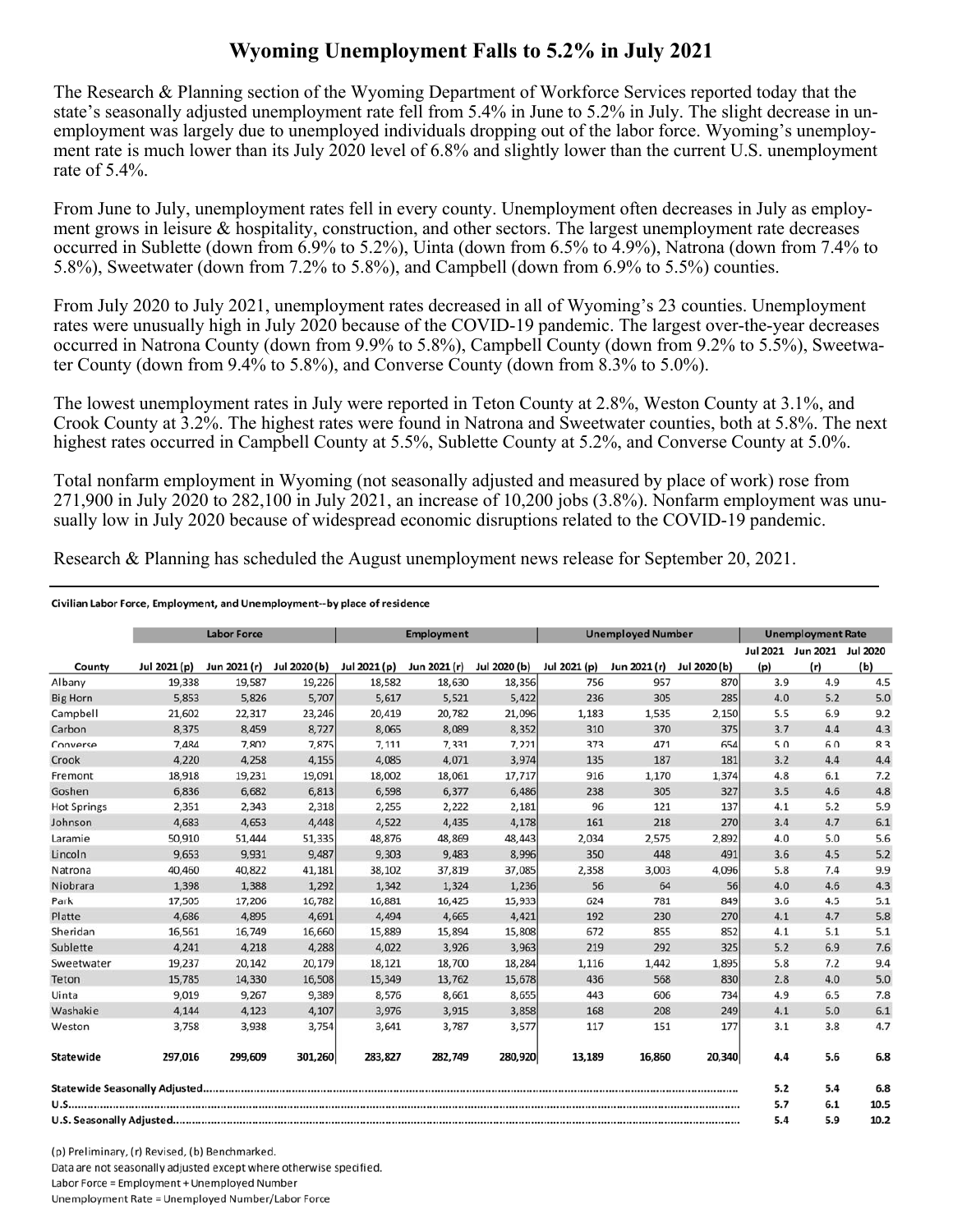# Wyoming Unemployment Falls to 5.2% in July 2021

The Research & Planning section of the Wyoming Department of Workforce Services reported today that the state's seasonally adjusted unemployment rate fell from 5.4% in June to 5.2% in July. The slight decrease in unemployment was largely due to unemployed individuals dropping out of the labor force. Wyoming's unemployment rate is much lower than its July 2020 level of 6.8% and slightly lower than the current U.S. unemployment rate of 5.4%.

From June to July, unemployment rates fell in every county. Unemployment often decreases in July as employment grows in leisure & hospitality, construction, and other sectors. The largest unemployment rate decreases occurred in Sublette (down from 6.9% to 5.2%), Uinta (down from 6.5% to 4.9%), Natrona (down from 7.4% to 5.8%), Sweetwater (down from 7.2% to 5.8%), and Campbell (down from 6.9% to 5.5%) counties.

From July 2020 to July 2021, unemployment rates decreased in all of Wyoming's 23 counties. Unemployment rates were unusually high in July 2020 because of the COVID-19 pandemic. The largest over-the-year decreases occurred in Natrona County (down from 9.9% to 5.8%), Campbell County (down from 9.2% to 5.5%), Sweetwater County (down from 9.4% to 5.8%), and Converse County (down from 8.3% to 5.0%).

The lowest unemployment rates in July were reported in Teton County at 2.8%, Weston County at 3.1%, and Crook County at 3.2%. The highest rates were found in Natrona and Sweetwater counties, both at 5.8%. The next highest rates occurred in Campbell County at 5.5%, Sublette County at 5.2%, and Converse County at 5.0%.

Total nonfarm employment in Wyoming (not seasonally adjusted and measured by place of work) rose from 271,900 in July 2020 to 282,100 in July 2021, an increase of 10,200 jobs (3.8%). Nonfarm employment was unusually low in July 2020 because of widespread economic disruptions related to the COVID-19 pandemic.

Research & Planning has scheduled the August unemployment news release for September 20, 2021.

**Civilian Labor Force, Employment, and Unemployment--by place of residence**

| | Labor Force | | | Employment | | | Unemployed Number | | | Unemployment Rate | | |
|---|---|---|---|---|---|---|---|---|---|---|---|---|
| County | Jul 2021 (p) | Jun 2021 (r) | Jul 2020 (b) | Jul 2021 (p) | Jun 2021 (r) | Jul 2020 (b) | Jul 2021 (p) | Jun 2021 (r) | Jul 2020 (b) | Jul 2021 (p) | Jun 2021 (r) | Jul 2020 (b) |
| Albany | 19,338 | 19,587 | 19,226 | 18,582 | 18,630 | 18,356 | 756 | 957 | 870 | 3.9 | 4.9 | 4.5 |
| Big Horn | 5,853 | 5,826 | 5,707 | 5,617 | 5,521 | 5,422 | 236 | 305 | 285 | 4.0 | 5.2 | 5.0 |
| Campbell | 21,602 | 22,317 | 23,246 | 20,419 | 20,782 | 21,096 | 1,183 | 1,535 | 2,150 | 5.5 | 6.9 | 9.2 |
| Carbon | 8,375 | 8,459 | 8,727 | 8,065 | 8,089 | 8,352 | 310 | 370 | 375 | 3.7 | 4.4 | 4.3 |
| Converse | 7,484 | 7,802 | 7,875 | 7,111 | 7,331 | 7,221 | 373 | 471 | 654 | 5.0 | 6.0 | 8.3 |
| Crook | 4,220 | 4,258 | 4,155 | 4,085 | 4,071 | 3,974 | 135 | 187 | 181 | 3.2 | 4.4 | 4.4 |
| Fremont | 18,918 | 19,231 | 19,091 | 18,002 | 18,061 | 17,717 | 916 | 1,170 | 1,374 | 4.8 | 6.1 | 7.2 |
| Goshen | 6,836 | 6,682 | 6,813 | 6,598 | 6,377 | 6,486 | 238 | 305 | 327 | 3.5 | 4.6 | 4.8 |
| Hot Springs | 2,351 | 2,343 | 2,318 | 2,255 | 2,222 | 2,181 | 96 | 121 | 137 | 4.1 | 5.2 | 5.9 |
| Johnson | 4,683 | 4,653 | 4,448 | 4,522 | 4,435 | 4,178 | 161 | 218 | 270 | 3.4 | 4.7 | 6.1 |
| Laramie | 50,910 | 51,444 | 51,335 | 48,876 | 48,869 | 48,443 | 2,034 | 2,575 | 2,892 | 4.0 | 5.0 | 5.6 |
| Lincoln | 9,653 | 9,931 | 9,487 | 9,303 | 9,483 | 8,996 | 350 | 448 | 491 | 3.6 | 4.5 | 5.2 |
| Natrona | 40,460 | 40,822 | 41,181 | 38,102 | 37,819 | 37,085 | 2,358 | 3,003 | 4,096 | 5.8 | 7.4 | 9.9 |
| Niobrara | 1,398 | 1,388 | 1,292 | 1,342 | 1,324 | 1,236 | 56 | 64 | 56 | 4.0 | 4.6 | 4.3 |
| Park | 17,505 | 17,206 | 16,782 | 16,881 | 16,425 | 15,933 | 624 | 781 | 849 | 3.6 | 4.5 | 5.1 |
| Platte | 4,686 | 4,895 | 4,691 | 4,494 | 4,665 | 4,421 | 192 | 230 | 270 | 4.1 | 4.7 | 5.8 |
| Sheridan | 16,561 | 16,749 | 16,660 | 15,889 | 15,894 | 15,808 | 672 | 855 | 852 | 4.1 | 5.1 | 5.1 |
| Sublette | 4,241 | 4,218 | 4,288 | 4,022 | 3,926 | 3,963 | 219 | 292 | 325 | 5.2 | 6.9 | 7.6 |
| Sweetwater | 19,237 | 20,142 | 20,179 | 18,121 | 18,700 | 18,284 | 1,116 | 1,442 | 1,895 | 5.8 | 7.2 | 9.4 |
| Teton | 15,785 | 14,330 | 16,508 | 15,349 | 13,762 | 15,678 | 436 | 568 | 830 | 2.8 | 4.0 | 5.0 |
| Uinta | 9,019 | 9,267 | 9,389 | 8,576 | 8,661 | 8,655 | 443 | 606 | 734 | 4.9 | 6.5 | 7.8 |
| Washakie | 4,144 | 4,123 | 4,107 | 3,976 | 3,915 | 3,858 | 168 | 208 | 249 | 4.1 | 5.0 | 6.1 |
| Weston | 3,758 | 3,938 | 3,754 | 3,641 | 3,787 | 3,577 | 117 | 151 | 177 | 3.1 | 3.8 | 4.7 |
| **Statewide** | **297,016** | **299,609** | **301,260** | **283,827** | **282,749** | **280,920** | **13,189** | **16,860** | **20,340** | **4.4** | **5.6** | **6.8** |
| **Statewide Seasonally Adjusted** | | | | | | | | | | **5.2** | **5.4** | **6.8** |
| **U.S.** | | | | | | | | | | **5.7** | **6.1** | **10.5** |
| **U.S. Seasonally Adjusted** | | | | | | | | | | **5.4** | **5.9** | **10.2** |

(p) Preliminary, (r) Revised, (b) Benchmarked.
Data are not seasonally adjusted except where otherwise specified.
Labor Force = Employment + Unemployed Number
Unemployment Rate = Unemployed Number/Labor Force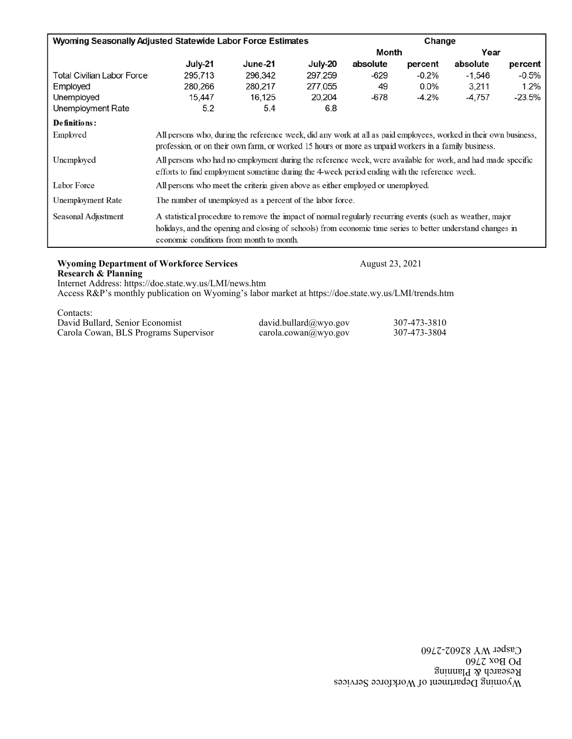| Wyoming Seasonally Adjusted Statewide Labor Force Estimates | | | | Change | | | |
|---|---|---|---|---|---|---|---|
| | | | | Month | | Year | |
| | July-21 | June-21 | July-20 | absolute | percent | absolute | percent |
| Total Civilian Labor Force | 295,713 | 296,342 | 297,259 | -629 | -0.2% | -1,546 | -0.5% |
| Employed | 280,266 | 280,217 | 277,055 | 49 | 0.0% | 3,211 | 1.2% |
| Unemployed | 15,447 | 16,125 | 20,204 | -678 | -4.2% | -4,757 | -23.5% |
| Unemployment Rate | 5.2 | 5.4 | 6.8 | | | | |

**Definitions:**

| | |
|---|---|
| Employed | All persons who, during the reference week, did any work at all as paid employees, worked in their own business, profession, or on their own farm, or worked 15 hours or more as unpaid workers in a family business. |
| Unemployed | All persons who had no employment during the reference week, were available for work, and had made specific efforts to find employment sometime during the 4-week period ending with the reference week. |
| Labor Force | All persons who meet the criteria given above as either employed or unemployed. |
| Unemployment Rate | The number of unemployed as a percent of the labor force. |
| Seasonal Adjustment | A statistical procedure to remove the impact of normal regularly recurring events (such as weather, major holidays, and the opening and closing of schools) from economic time series to better understand changes in economic conditions from month to month. |

**Wyoming Department of Workforce Services**
**Research & Planning**

August 23, 2021

Internet Address: https://doe.state.wy.us/LMI/news.htm
Access R&P's monthly publication on Wyoming's labor market at https://doe.state.wy.us/LMI/trends.htm

Contacts:

| | | |
|---|---|---|
| David Bullard, Senior Economist | david.bullard@wyo.gov | 307-473-3810 |
| Carola Cowan, BLS Programs Supervisor | carola.cowan@wyo.gov | 307-473-3804 |

Wyoming Department of Workforce Services
Research & Planning
PO Box 2760
Casper WY 82602-2760